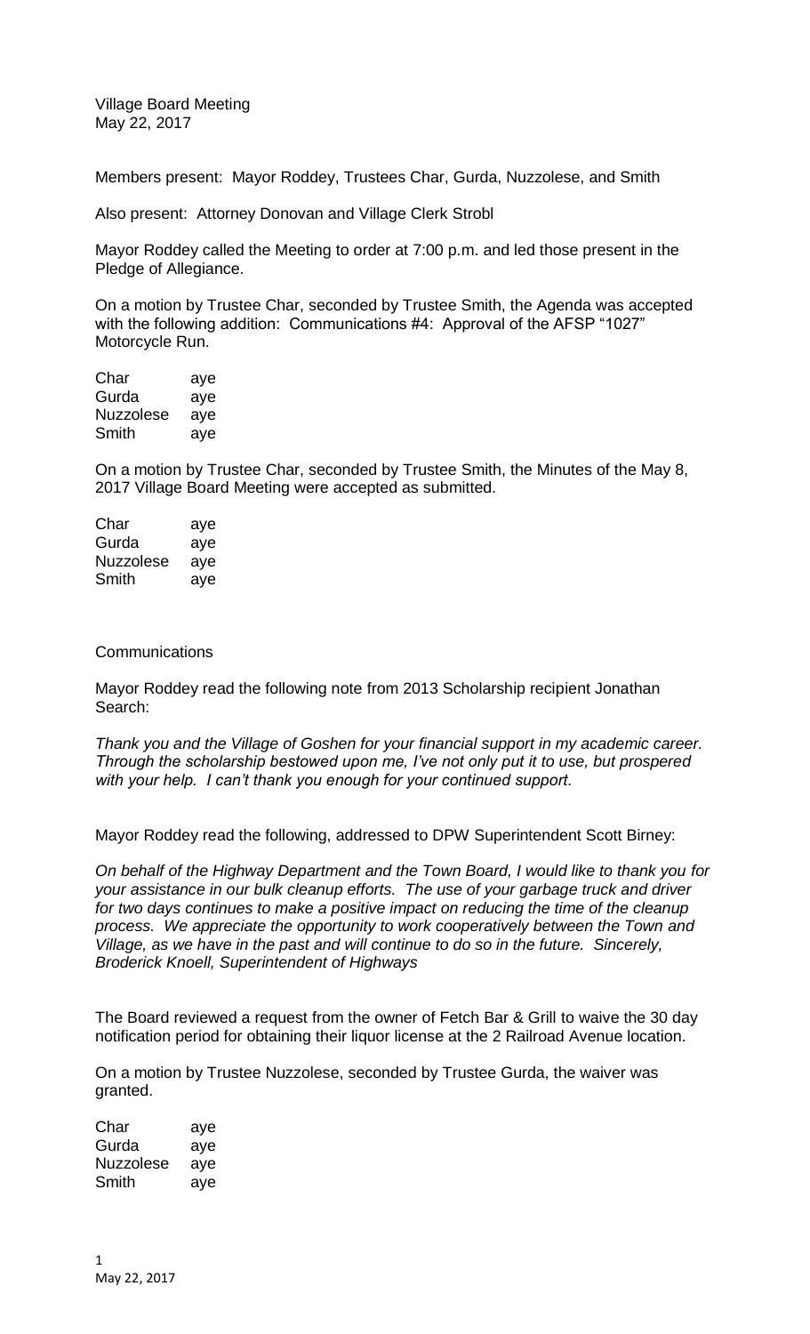Village Board Meeting
May 22, 2017

Members present: Mayor Roddey, Trustees Char, Gurda, Nuzzolese, and Smith

Also present: Attorney Donovan and Village Clerk Strobl

Mayor Roddey called the Meeting to order at 7:00 p.m. and led those present in the Pledge of Allegiance.

On a motion by Trustee Char, seconded by Trustee Smith, the Agenda was accepted with the following addition: Communications #4: Approval of the AFSP "1027" Motorcycle Run.

| | |
|---|---|
| Char | aye |
| Gurda | aye |
| Nuzzolese | aye |
| Smith | aye |

On a motion by Trustee Char, seconded by Trustee Smith, the Minutes of the May 8, 2017 Village Board Meeting were accepted as submitted.

| | |
|---|---|
| Char | aye |
| Gurda | aye |
| Nuzzolese | aye |
| Smith | aye |

Communications

Mayor Roddey read the following note from 2013 Scholarship recipient Jonathan Search:

*Thank you and the Village of Goshen for your financial support in my academic career. Through the scholarship bestowed upon me, I've not only put it to use, but prospered with your help. I can't thank you enough for your continued support.*

Mayor Roddey read the following, addressed to DPW Superintendent Scott Birney:

*On behalf of the Highway Department and the Town Board, I would like to thank you for your assistance in our bulk cleanup efforts. The use of your garbage truck and driver for two days continues to make a positive impact on reducing the time of the cleanup process. We appreciate the opportunity to work cooperatively between the Town and Village, as we have in the past and will continue to do so in the future. Sincerely, Broderick Knoell, Superintendent of Highways*

The Board reviewed a request from the owner of Fetch Bar & Grill to waive the 30 day notification period for obtaining their liquor license at the 2 Railroad Avenue location.

On a motion by Trustee Nuzzolese, seconded by Trustee Gurda, the waiver was granted.

| | |
|---|---|
| Char | aye |
| Gurda | aye |
| Nuzzolese | aye |
| Smith | aye |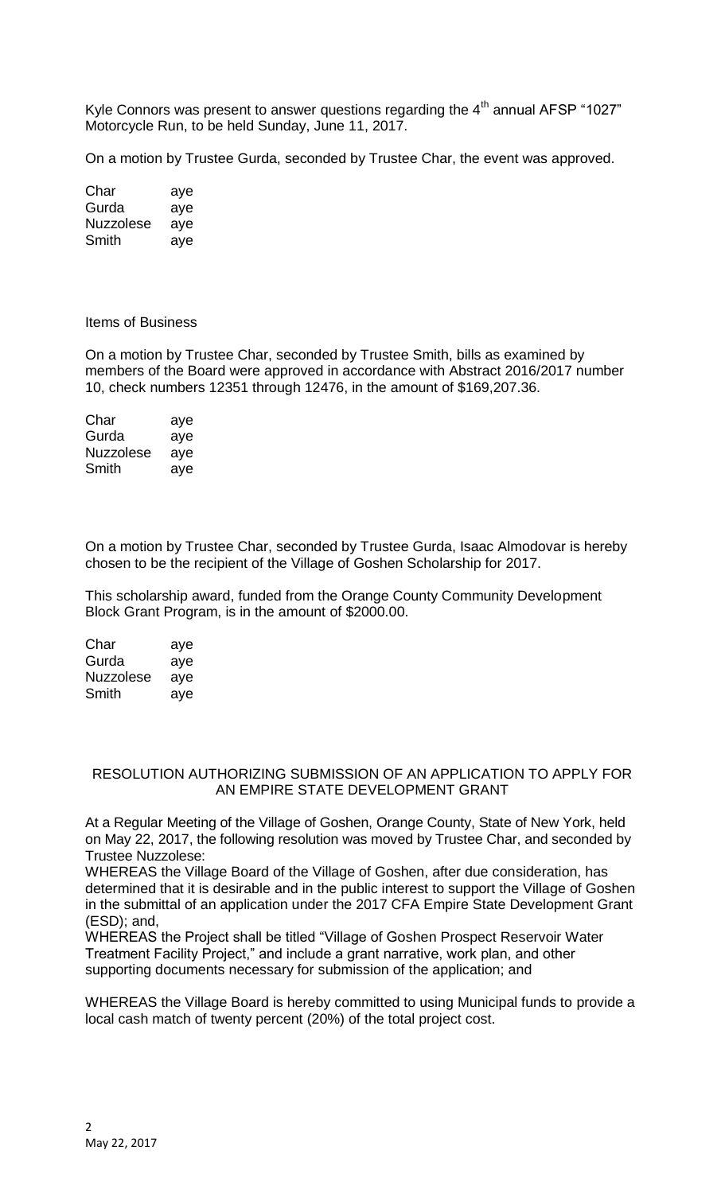Kyle Connors was present to answer questions regarding the 4th annual AFSP "1027" Motorcycle Run, to be held Sunday, June 11, 2017.

On a motion by Trustee Gurda, seconded by Trustee Char, the event was approved.

| | |
|---|---|
| Char | aye |
| Gurda | aye |
| Nuzzolese | aye |
| Smith | aye |

Items of Business

On a motion by Trustee Char, seconded by Trustee Smith, bills as examined by members of the Board were approved in accordance with Abstract 2016/2017 number 10, check numbers 12351 through 12476, in the amount of $169,207.36.

| | |
|---|---|
| Char | aye |
| Gurda | aye |
| Nuzzolese | aye |
| Smith | aye |

On a motion by Trustee Char, seconded by Trustee Gurda, Isaac Almodovar is hereby chosen to be the recipient of the Village of Goshen Scholarship for 2017.

This scholarship award, funded from the Orange County Community Development Block Grant Program, is in the amount of $2000.00.

| | |
|---|---|
| Char | aye |
| Gurda | aye |
| Nuzzolese | aye |
| Smith | aye |

RESOLUTION AUTHORIZING SUBMISSION OF AN APPLICATION TO APPLY FOR AN EMPIRE STATE DEVELOPMENT GRANT

At a Regular Meeting of the Village of Goshen, Orange County, State of New York, held on May 22, 2017, the following resolution was moved by Trustee Char, and seconded by Trustee Nuzzolese:

WHEREAS the Village Board of the Village of Goshen, after due consideration, has determined that it is desirable and in the public interest to support the Village of Goshen in the submittal of an application under the 2017 CFA Empire State Development Grant (ESD); and,

WHEREAS the Project shall be titled "Village of Goshen Prospect Reservoir Water Treatment Facility Project," and include a grant narrative, work plan, and other supporting documents necessary for submission of the application; and

WHEREAS the Village Board is hereby committed to using Municipal funds to provide a local cash match of twenty percent (20%) of the total project cost.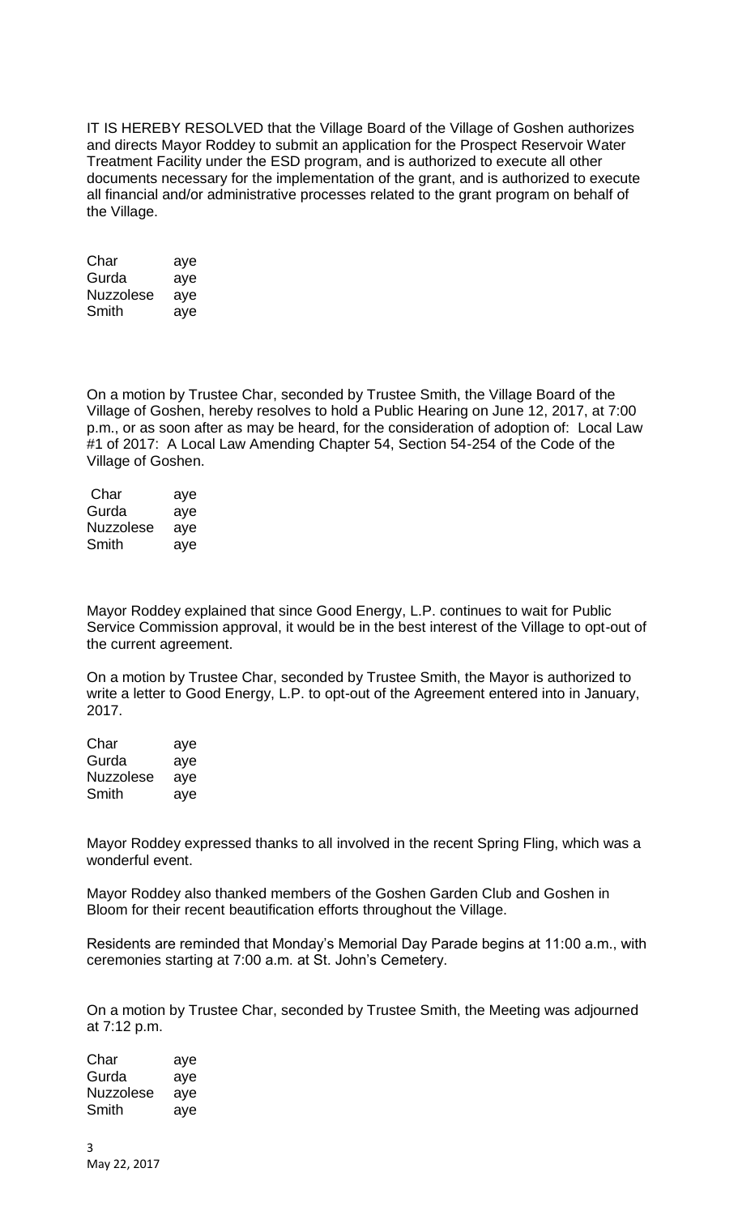IT IS HEREBY RESOLVED that the Village Board of the Village of Goshen authorizes and directs Mayor Roddey to submit an application for the Prospect Reservoir Water Treatment Facility under the ESD program, and is authorized to execute all other documents necessary for the implementation of the grant, and is authorized to execute all financial and/or administrative processes related to the grant program on behalf of the Village.

| | |
|---|---|
| Char | aye |
| Gurda | aye |
| Nuzzolese | aye |
| Smith | aye |

On a motion by Trustee Char, seconded by Trustee Smith, the Village Board of the Village of Goshen, hereby resolves to hold a Public Hearing on June 12, 2017, at 7:00 p.m., or as soon after as may be heard, for the consideration of adoption of: Local Law #1 of 2017: A Local Law Amending Chapter 54, Section 54-254 of the Code of the Village of Goshen.

| | |
|---|---|
| Char | aye |
| Gurda | aye |
| Nuzzolese | aye |
| Smith | aye |

Mayor Roddey explained that since Good Energy, L.P. continues to wait for Public Service Commission approval, it would be in the best interest of the Village to opt-out of the current agreement.

On a motion by Trustee Char, seconded by Trustee Smith, the Mayor is authorized to write a letter to Good Energy, L.P. to opt-out of the Agreement entered into in January, 2017.

| | |
|---|---|
| Char | aye |
| Gurda | aye |
| Nuzzolese | aye |
| Smith | aye |

Mayor Roddey expressed thanks to all involved in the recent Spring Fling, which was a wonderful event.

Mayor Roddey also thanked members of the Goshen Garden Club and Goshen in Bloom for their recent beautification efforts throughout the Village.

Residents are reminded that Monday's Memorial Day Parade begins at 11:00 a.m., with ceremonies starting at 7:00 a.m. at St. John's Cemetery.

On a motion by Trustee Char, seconded by Trustee Smith, the Meeting was adjourned at 7:12 p.m.

| | |
|---|---|
| Char | aye |
| Gurda | aye |
| Nuzzolese | aye |
| Smith | aye |